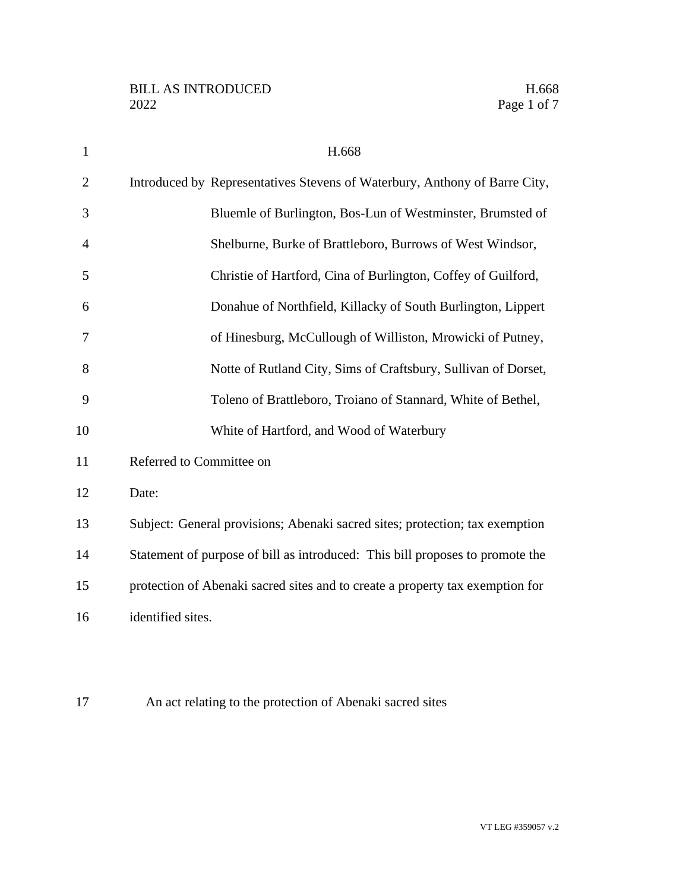# H.668

Introduced by Representatives Stevens of Waterbury, Anthony of Barre City, Bluemle of Burlington, Bos-Lun of Westminster, Brumsted of Shelburne, Burke of Brattleboro, Burrows of West Windsor, Christie of Hartford, Cina of Burlington, Coffey of Guilford, Donahue of Northfield, Killacky of South Burlington, Lippert of Hinesburg, McCullough of Williston, Mrowicki of Putney, Notte of Rutland City, Sims of Craftsbury, Sullivan of Dorset, Toleno of Brattleboro, Troiano of Stannard, White of Bethel, White of Hartford, and Wood of Waterbury

Referred to Committee on

Date:

Subject: General provisions; Abenaki sacred sites; protection; tax exemption

Statement of purpose of bill as introduced: This bill proposes to promote the protection of Abenaki sacred sites and to create a property tax exemption for identified sites.

An act relating to the protection of Abenaki sacred sites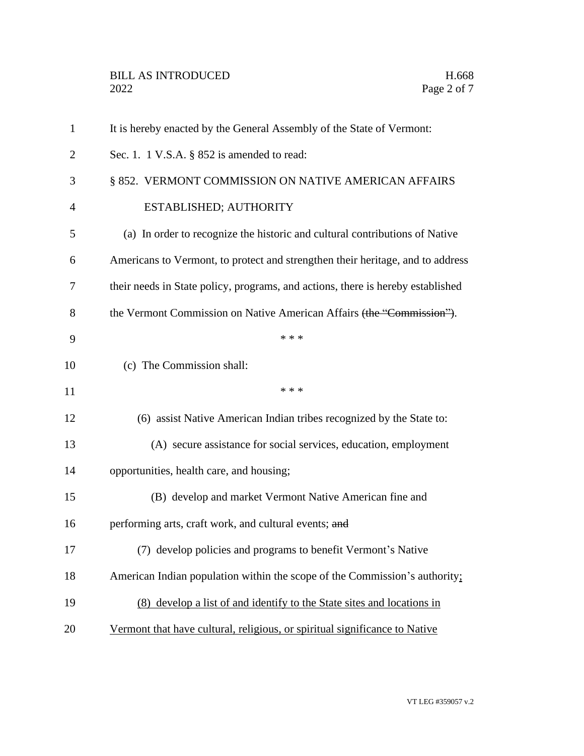It is hereby enacted by the General Assembly of the State of Vermont:

Sec. 1. 1 V.S.A. § 852 is amended to read:

§ 852. VERMONT COMMISSION ON NATIVE AMERICAN AFFAIRS ESTABLISHED; AUTHORITY

(a) In order to recognize the historic and cultural contributions of Native Americans to Vermont, to protect and strengthen their heritage, and to address their needs in State policy, programs, and actions, there is hereby established the Vermont Commission on Native American Affairs ~~(the "Commission")~~.

\* \* \*

(c) The Commission shall:

\* \* \*

(6) assist Native American Indian tribes recognized by the State to:

(A) secure assistance for social services, education, employment opportunities, health care, and housing;

(B) develop and market Vermont Native American fine and performing arts, craft work, and cultural events; ~~and~~

(7) develop policies and programs to benefit Vermont's Native American Indian population within the scope of the Commission's authority<u>;</u>

<u>(8) develop a list of and identify to the State sites and locations in Vermont that have cultural, religious, or spiritual significance to Native</u>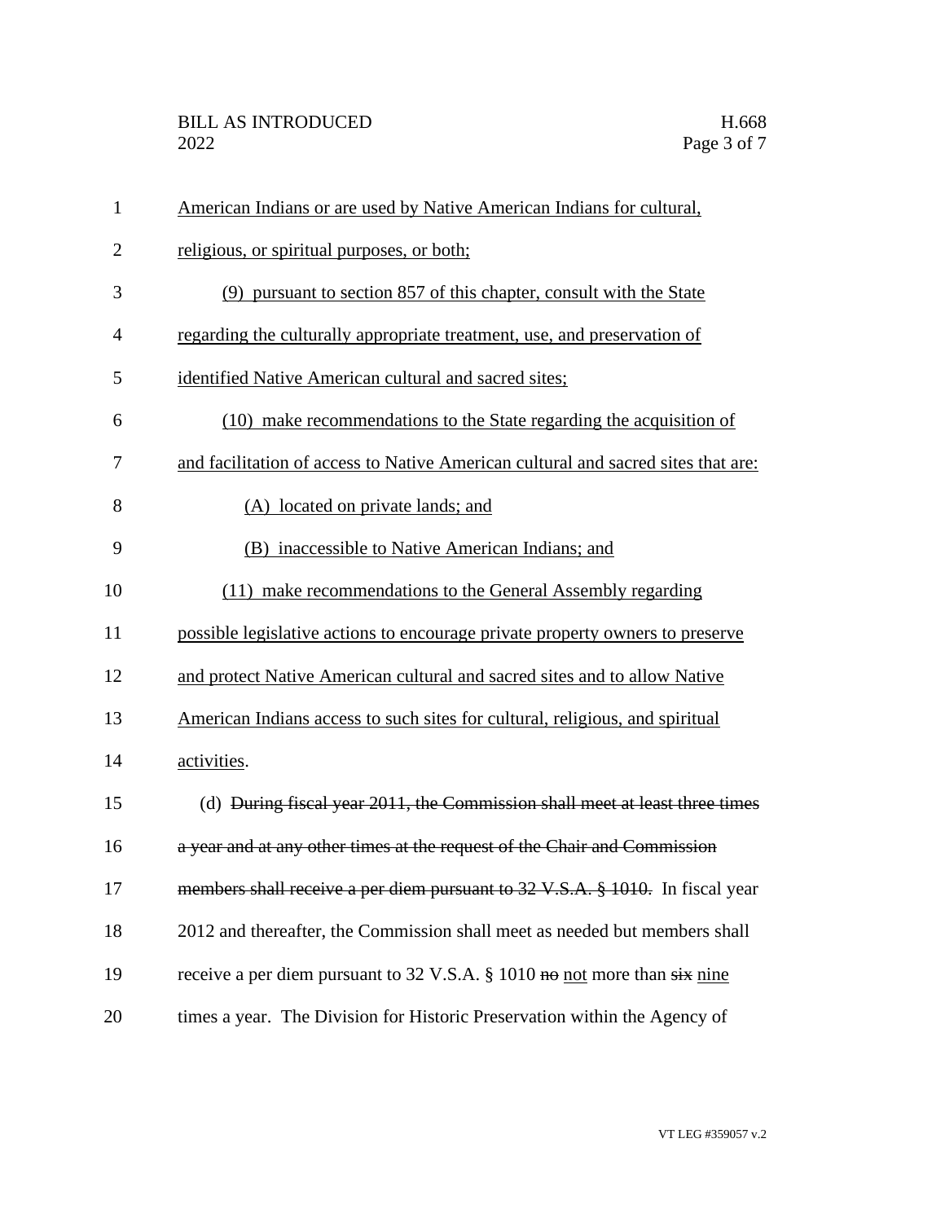American Indians or are used by Native American Indians for cultural, religious, or spiritual purposes, or both;

(9) pursuant to section 857 of this chapter, consult with the State regarding the culturally appropriate treatment, use, and preservation of identified Native American cultural and sacred sites;

(10) make recommendations to the State regarding the acquisition of and facilitation of access to Native American cultural and sacred sites that are:

(A) located on private lands; and

(B) inaccessible to Native American Indians; and

(11) make recommendations to the General Assembly regarding possible legislative actions to encourage private property owners to preserve and protect Native American cultural and sacred sites and to allow Native American Indians access to such sites for cultural, religious, and spiritual activities.

(d) ~~During fiscal year 2011, the Commission shall meet at least three times a year and at any other times at the request of the Chair and Commission members shall receive a per diem pursuant to 32 V.S.A. § 1010.~~ In fiscal year 2012 and thereafter, the Commission shall meet as needed but members shall receive a per diem pursuant to 32 V.S.A. § 1010 ~~no~~ not more than ~~six~~ nine times a year. The Division for Historic Preservation within the Agency of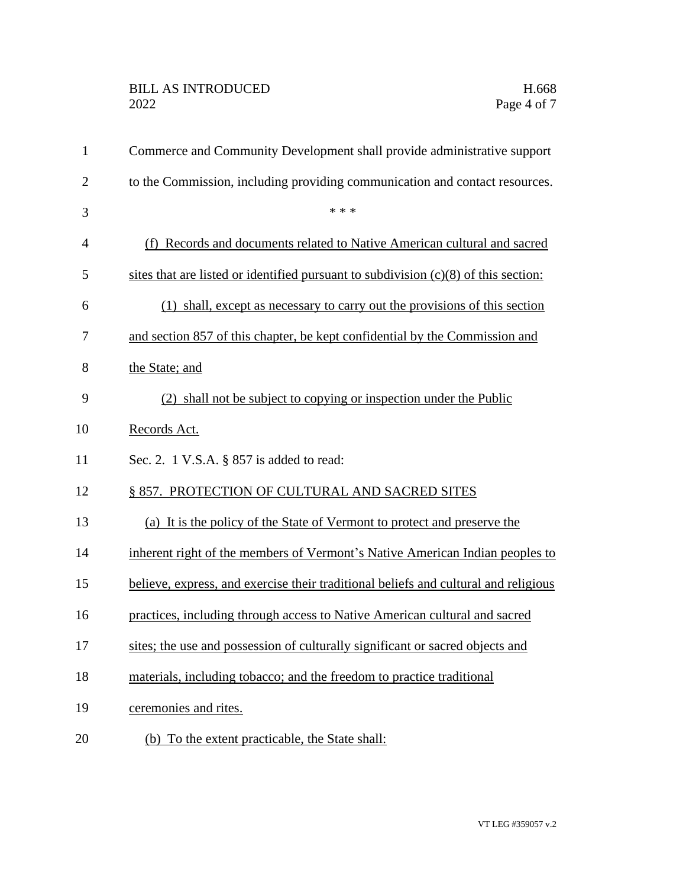Commerce and Community Development shall provide administrative support to the Commission, including providing communication and contact resources.

\* \* \*

(f) Records and documents related to Native American cultural and sacred sites that are listed or identified pursuant to subdivision (c)(8) of this section:

(1) shall, except as necessary to carry out the provisions of this section and section 857 of this chapter, be kept confidential by the Commission and the State; and

(2) shall not be subject to copying or inspection under the Public Records Act.

Sec. 2. 1 V.S.A. § 857 is added to read:

§ 857. PROTECTION OF CULTURAL AND SACRED SITES

(a) It is the policy of the State of Vermont to protect and preserve the inherent right of the members of Vermont's Native American Indian peoples to believe, express, and exercise their traditional beliefs and cultural and religious practices, including through access to Native American cultural and sacred sites; the use and possession of culturally significant or sacred objects and materials, including tobacco; and the freedom to practice traditional ceremonies and rites.

(b) To the extent practicable, the State shall: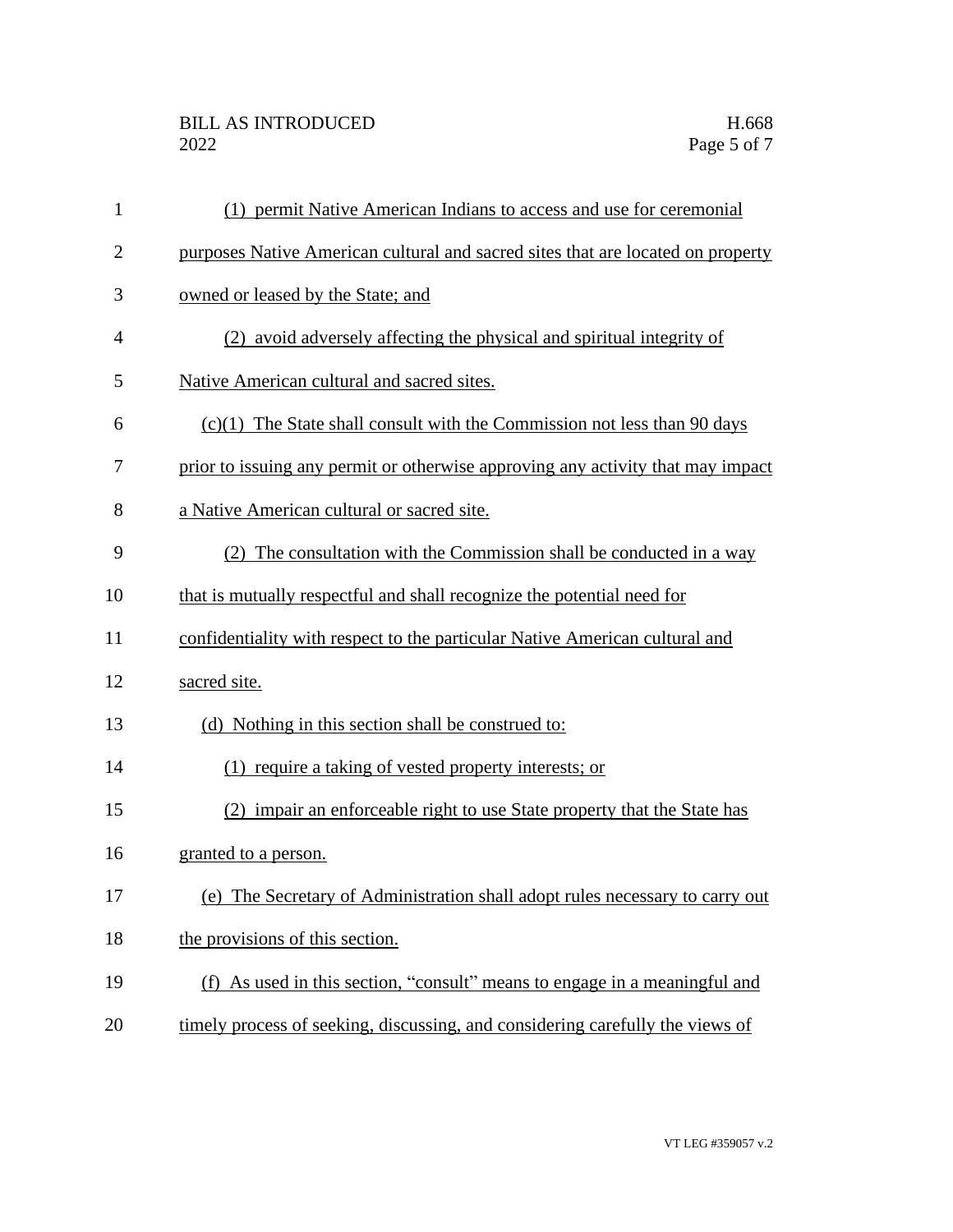(1) permit Native American Indians to access and use for ceremonial purposes Native American cultural and sacred sites that are located on property owned or leased by the State; and

(2) avoid adversely affecting the physical and spiritual integrity of Native American cultural and sacred sites.

(c)(1) The State shall consult with the Commission not less than 90 days prior to issuing any permit or otherwise approving any activity that may impact a Native American cultural or sacred site.

(2) The consultation with the Commission shall be conducted in a way that is mutually respectful and shall recognize the potential need for confidentiality with respect to the particular Native American cultural and sacred site.

(d) Nothing in this section shall be construed to:

(1) require a taking of vested property interests; or

(2) impair an enforceable right to use State property that the State has granted to a person.

(e) The Secretary of Administration shall adopt rules necessary to carry out the provisions of this section.

(f) As used in this section, "consult" means to engage in a meaningful and timely process of seeking, discussing, and considering carefully the views of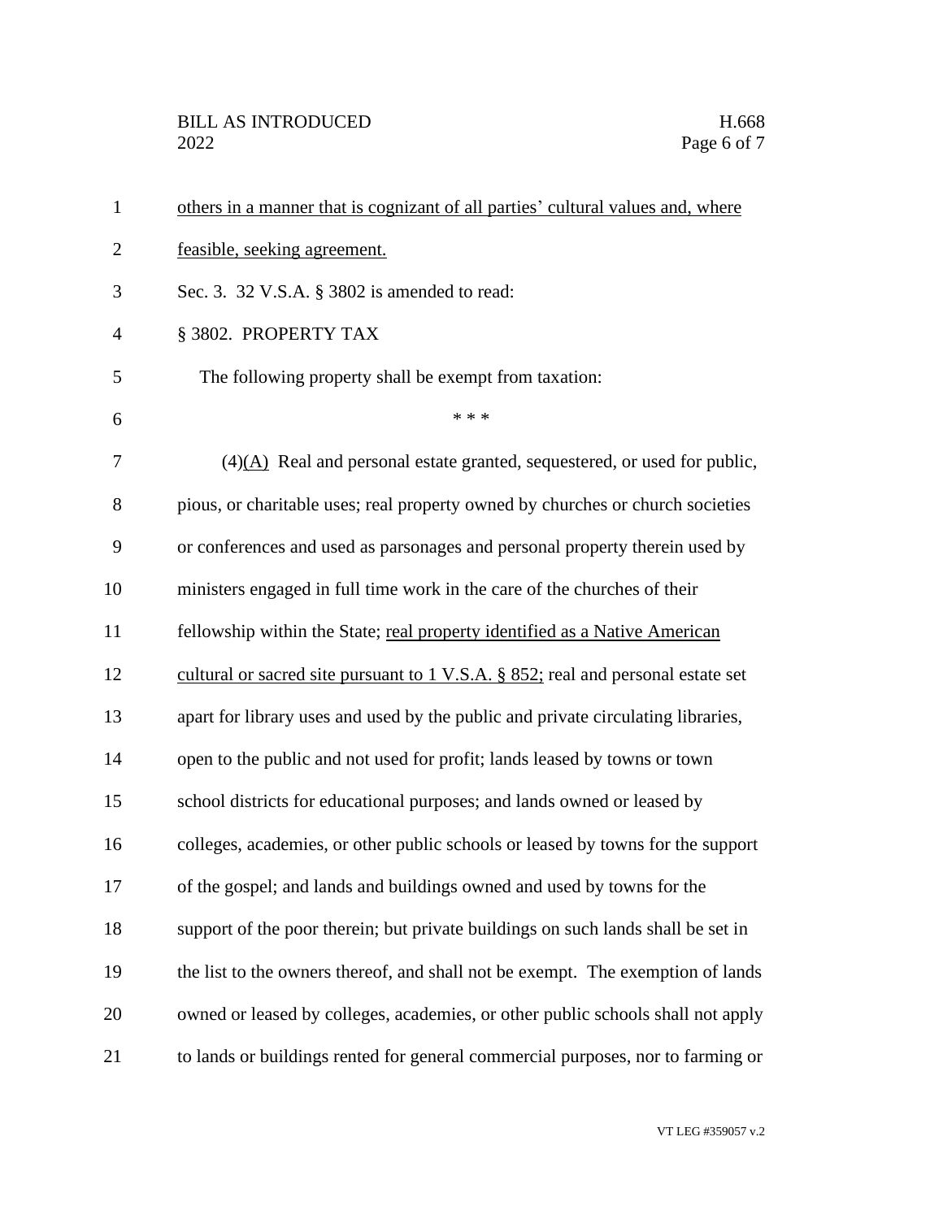others in a manner that is cognizant of all parties' cultural values and, where feasible, seeking agreement.

Sec. 3. 32 V.S.A. § 3802 is amended to read:

§ 3802. PROPERTY TAX

The following property shall be exempt from taxation:

\* \* \*

(4)(A) Real and personal estate granted, sequestered, or used for public, pious, or charitable uses; real property owned by churches or church societies or conferences and used as parsonages and personal property therein used by ministers engaged in full time work in the care of the churches of their fellowship within the State; real property identified as a Native American cultural or sacred site pursuant to 1 V.S.A. § 852; real and personal estate set apart for library uses and used by the public and private circulating libraries, open to the public and not used for profit; lands leased by towns or town school districts for educational purposes; and lands owned or leased by colleges, academies, or other public schools or leased by towns for the support of the gospel; and lands and buildings owned and used by towns for the support of the poor therein; but private buildings on such lands shall be set in the list to the owners thereof, and shall not be exempt. The exemption of lands owned or leased by colleges, academies, or other public schools shall not apply to lands or buildings rented for general commercial purposes, nor to farming or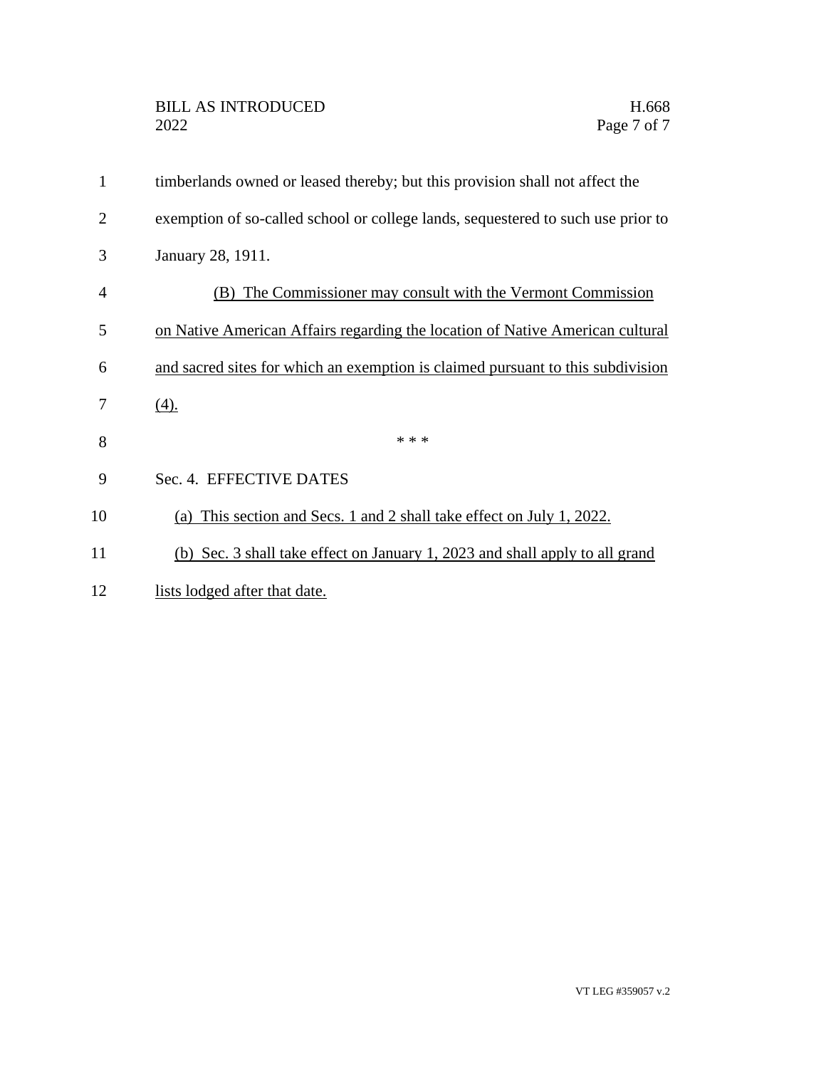timberlands owned or leased thereby; but this provision shall not affect the exemption of so-called school or college lands, sequestered to such use prior to January 28, 1911.

(B) The Commissioner may consult with the Vermont Commission on Native American Affairs regarding the location of Native American cultural and sacred sites for which an exemption is claimed pursuant to this subdivision (4).

\* \* \*

Sec. 4. EFFECTIVE DATES

(a) This section and Secs. 1 and 2 shall take effect on July 1, 2022.

(b) Sec. 3 shall take effect on January 1, 2023 and shall apply to all grand lists lodged after that date.